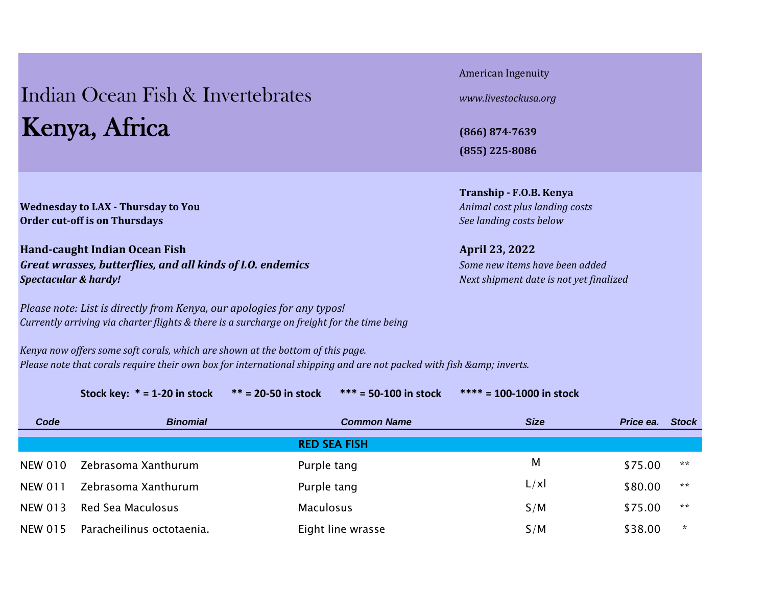# Indian Ocean Fish & Invertebrates

# Kenya, Africa

American Ingenuity

*www.livestockusa.org*

**(866) 874-7639**

**(855) 225-8086**

**Wednesday to LAX - Thursday to You**
**Order cut-off is on Thursdays**

**Tranship - F.O.B. Kenya**
*Animal cost plus landing costs*
*See landing costs below*

**Hand-caught Indian Ocean Fish**
***Great wrasses, butterflies, and all kinds of I.O. endemics***
***Spectacular & hardy!***

**April 23, 2022**
*Some new items have been added*
*Next shipment date is not yet finalized*

*Please note: List is directly from Kenya, our apologies for any typos!*
*Currently arriving via charter flights & there is a surcharge on freight for the time being*

*Kenya now offers some soft corals, which are shown at the bottom of this page.*
*Please note that corals require their own box for international shipping and are not packed with fish &amp; inverts.*

**Stock key: * = 1-20 in stock   ** = 20-50 in stock   *** = 50-100 in stock   **** = 100-1000 in stock**

| Code | Binomial | Common Name | Size | Price ea. | Stock |
|---|---|---|---|---|---|
| | | **RED SEA FISH** | | | |
| NEW 010 | Zebrasoma Xanthurum | Purple tang | M | $75.00 | ** |
| NEW 011 | Zebrasoma Xanthurum | Purple tang | L/xl | $80.00 | ** |
| NEW 013 | Red Sea Maculosus | Maculosus | S/M | $75.00 | ** |
| NEW 015 | Paracheilinus octotaenia. | Eight line wrasse | S/M | $38.00 | * |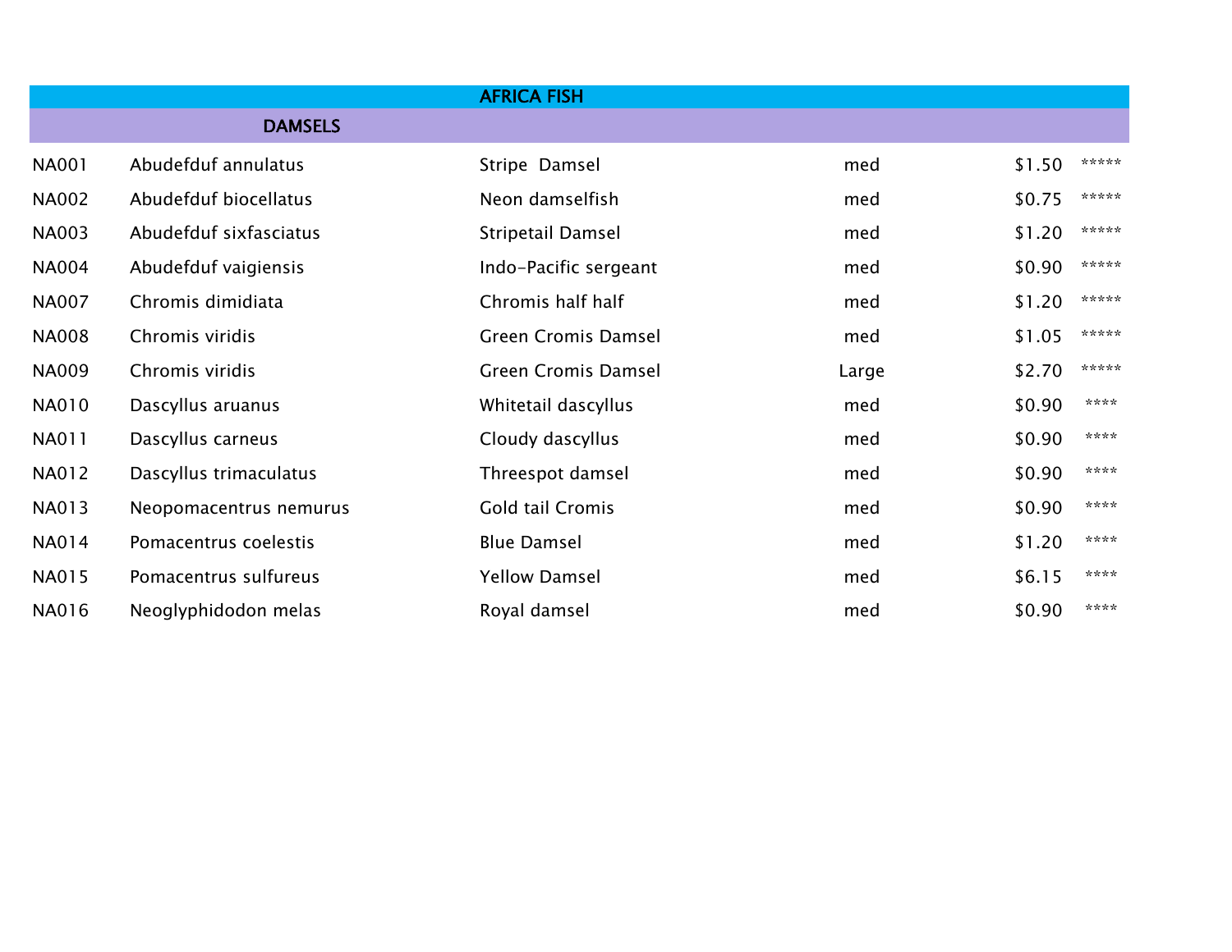# AFRICA FISH

## DAMSELS

| | | | | | |
|---|---|---|---|---|---|
| NA001 | Abudefduf annulatus | Stripe  Damsel | med | $1.50 | ***** |
| NA002 | Abudefduf biocellatus | Neon damselfish | med | $0.75 | ***** |
| NA003 | Abudefduf sixfasciatus | Stripetail Damsel | med | $1.20 | ***** |
| NA004 | Abudefduf vaigiensis | Indo-Pacific sergeant | med | $0.90 | ***** |
| NA007 | Chromis dimidiata | Chromis half half | med | $1.20 | ***** |
| NA008 | Chromis viridis | Green Cromis Damsel | med | $1.05 | ***** |
| NA009 | Chromis viridis | Green Cromis Damsel | Large | $2.70 | ***** |
| NA010 | Dascyllus aruanus | Whitetail dascyllus | med | $0.90 | **** |
| NA011 | Dascyllus carneus | Cloudy dascyllus | med | $0.90 | **** |
| NA012 | Dascyllus trimaculatus | Threespot damsel | med | $0.90 | **** |
| NA013 | Neopomacentrus nemurus | Gold tail Cromis | med | $0.90 | **** |
| NA014 | Pomacentrus coelestis | Blue Damsel | med | $1.20 | **** |
| NA015 | Pomacentrus sulfureus | Yellow Damsel | med | $6.15 | **** |
| NA016 | Neoglyphidodon melas | Royal damsel | med | $0.90 | **** |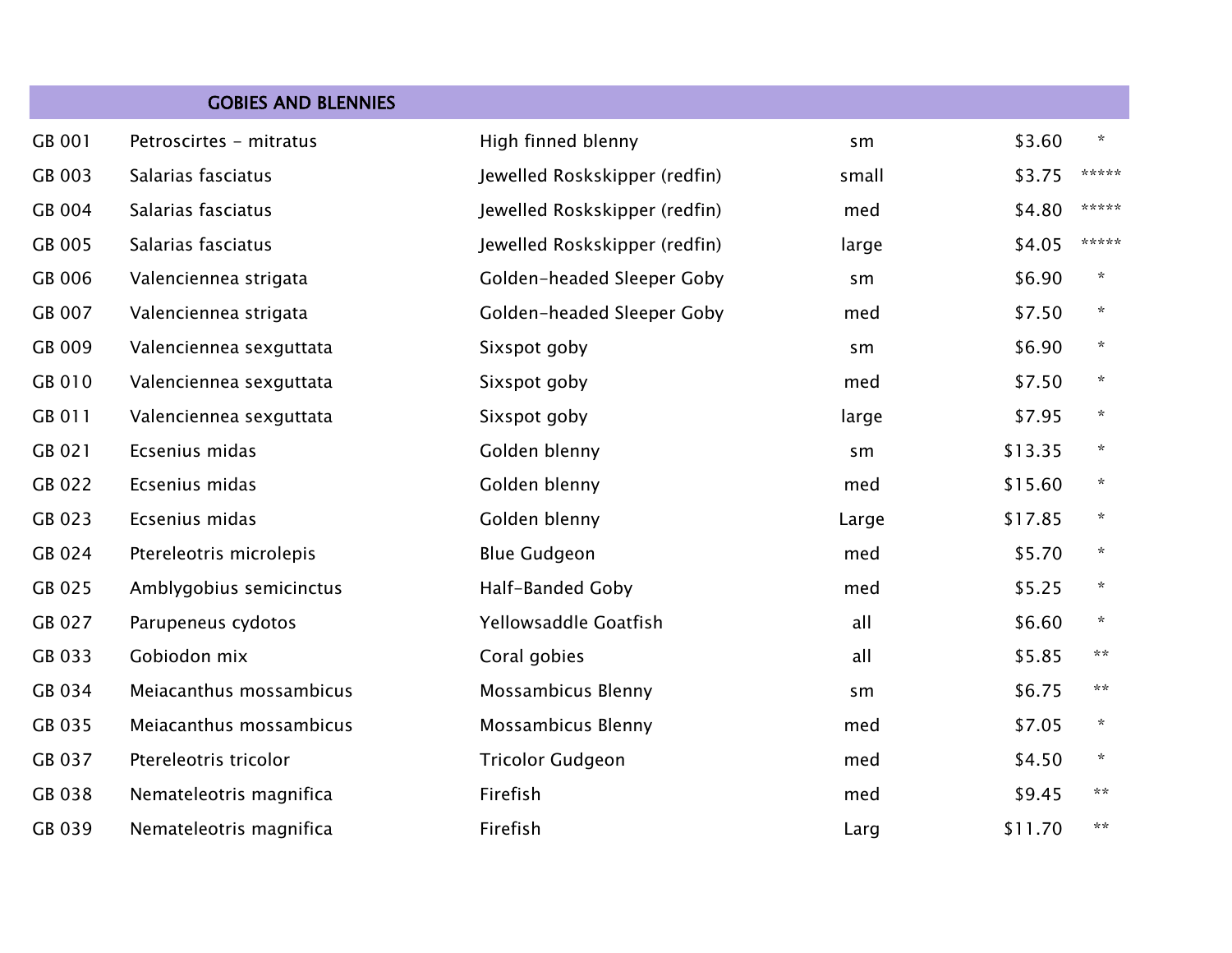| GOBIES AND BLENNIES | | | | | |
|---|---|---|---|---|---|
| GB 001 | Petroscirtes - mitratus | High finned blenny | sm | $3.60 | * |
| GB 003 | Salarias fasciatus | Jewelled Roskskipper (redfin) | small | $3.75 | ***** |
| GB 004 | Salarias fasciatus | Jewelled Roskskipper (redfin) | med | $4.80 | ***** |
| GB 005 | Salarias fasciatus | Jewelled Roskskipper (redfin) | large | $4.05 | ***** |
| GB 006 | Valenciennea strigata | Golden-headed Sleeper Goby | sm | $6.90 | * |
| GB 007 | Valenciennea strigata | Golden-headed Sleeper Goby | med | $7.50 | * |
| GB 009 | Valenciennea sexguttata | Sixspot goby | sm | $6.90 | * |
| GB 010 | Valenciennea sexguttata | Sixspot goby | med | $7.50 | * |
| GB 011 | Valenciennea sexguttata | Sixspot goby | large | $7.95 | * |
| GB 021 | Ecsenius midas | Golden blenny | sm | $13.35 | * |
| GB 022 | Ecsenius midas | Golden blenny | med | $15.60 | * |
| GB 023 | Ecsenius midas | Golden blenny | Large | $17.85 | * |
| GB 024 | Ptereleotris microlepis | Blue Gudgeon | med | $5.70 | * |
| GB 025 | Amblygobius semicinctus | Half-Banded Goby | med | $5.25 | * |
| GB 027 | Parupeneus cydotos | Yellowsaddle Goatfish | all | $6.60 | * |
| GB 033 | Gobiodon mix | Coral gobies | all | $5.85 | ** |
| GB 034 | Meiacanthus mossambicus | Mossambicus Blenny | sm | $6.75 | ** |
| GB 035 | Meiacanthus mossambicus | Mossambicus Blenny | med | $7.05 | * |
| GB 037 | Ptereleotris tricolor | Tricolor Gudgeon | med | $4.50 | * |
| GB 038 | Nemateleotris magnifica | Firefish | med | $9.45 | ** |
| GB 039 | Nemateleotris magnifica | Firefish | Larg | $11.70 | ** |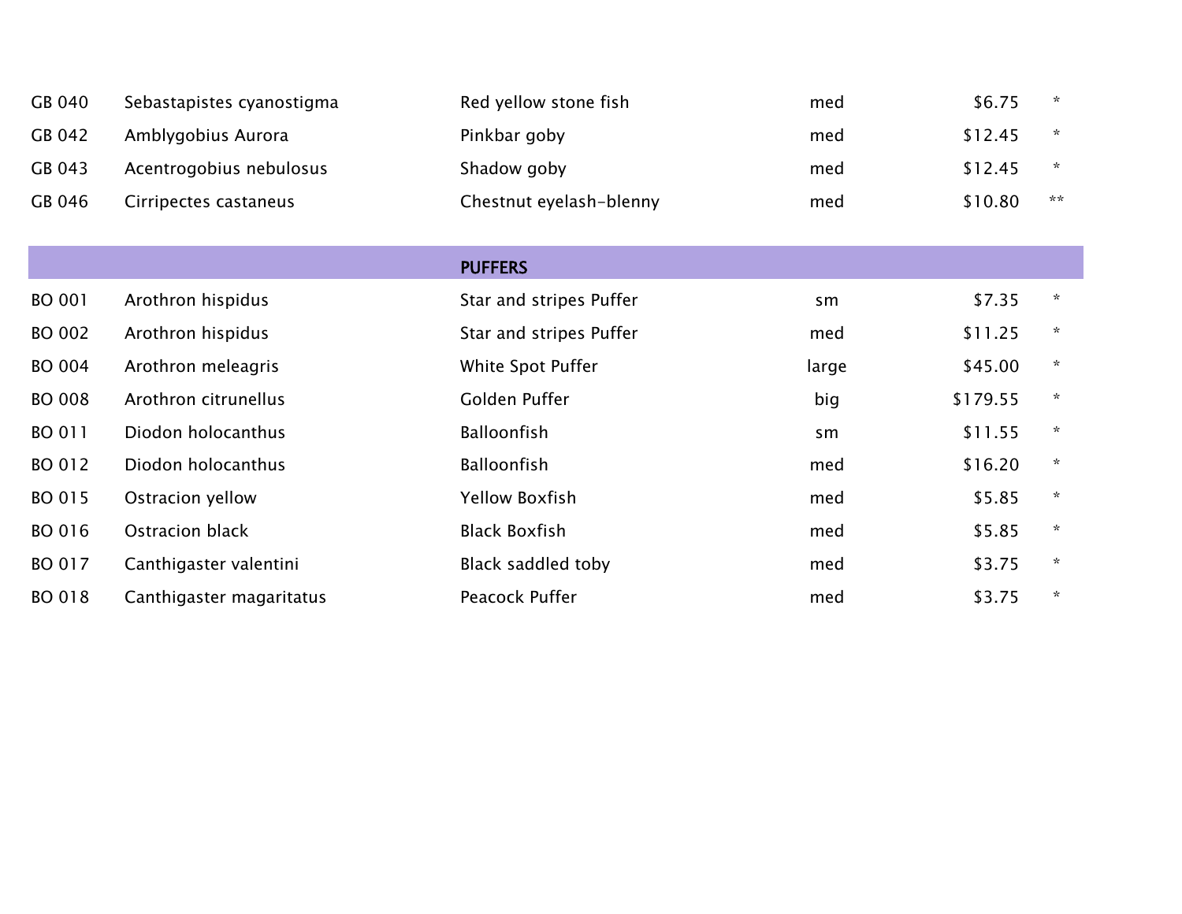| | | | | | |
|---|---|---|---|---|---|
| GB 040 | Sebastapistes cyanostigma | Red yellow stone fish | med | $6.75 | * |
| GB 042 | Amblygobius Aurora | Pinkbar goby | med | $12.45 | * |
| GB 043 | Acentrogobius nebulosus | Shadow goby | med | $12.45 | * |
| GB 046 | Cirripectes castaneus | Chestnut eyelash-blenny | med | $10.80 | ** |
| | | **PUFFERS** | | | |
| BO 001 | Arothron hispidus | Star and stripes Puffer | sm | $7.35 | * |
| BO 002 | Arothron hispidus | Star and stripes Puffer | med | $11.25 | * |
| BO 004 | Arothron meleagris | White Spot Puffer | large | $45.00 | * |
| BO 008 | Arothron citrunellus | Golden Puffer | big | $179.55 | * |
| BO 011 | Diodon holocanthus | Balloonfish | sm | $11.55 | * |
| BO 012 | Diodon holocanthus | Balloonfish | med | $16.20 | * |
| BO 015 | Ostracion yellow | Yellow Boxfish | med | $5.85 | * |
| BO 016 | Ostracion black | Black Boxfish | med | $5.85 | * |
| BO 017 | Canthigaster valentini | Black saddled toby | med | $3.75 | * |
| BO 018 | Canthigaster magaritatus | Peacock Puffer | med | $3.75 | * |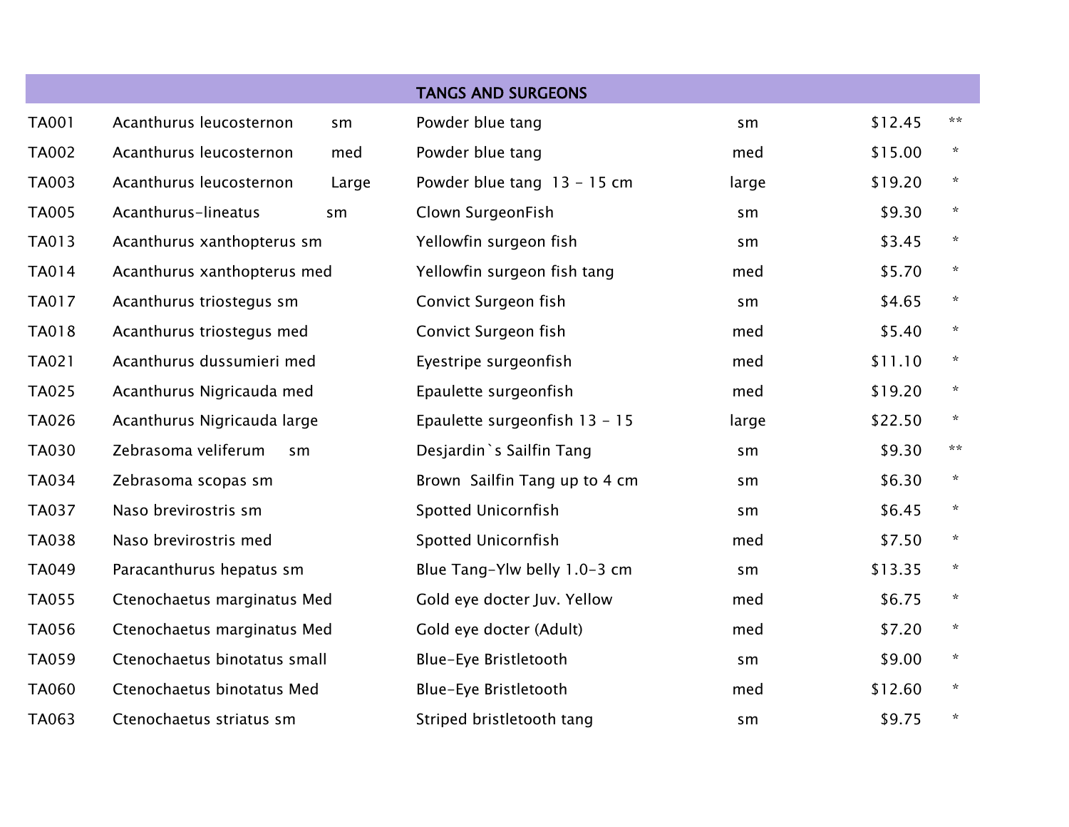| TANGS AND SURGEONS | | | | | | |
|---|---|---|---|---|---|---|
| TA001 | Acanthurus leucosternon | sm | Powder blue tang | sm | $12.45 | ** |
| TA002 | Acanthurus leucosternon | med | Powder blue tang | med | $15.00 | * |
| TA003 | Acanthurus leucosternon | Large | Powder blue tang 13 - 15 cm | large | $19.20 | * |
| TA005 | Acanthurus-lineatus | sm | Clown SurgeonFish | sm | $9.30 | * |
| TA013 | Acanthurus xanthopterus sm | | Yellowfin surgeon fish | sm | $3.45 | * |
| TA014 | Acanthurus xanthopterus med | | Yellowfin surgeon fish tang | med | $5.70 | * |
| TA017 | Acanthurus triostegus sm | | Convict Surgeon fish | sm | $4.65 | * |
| TA018 | Acanthurus triostegus med | | Convict Surgeon fish | med | $5.40 | * |
| TA021 | Acanthurus dussumieri med | | Eyestripe surgeonfish | med | $11.10 | * |
| TA025 | Acanthurus Nigricauda med | | Epaulette surgeonfish | med | $19.20 | * |
| TA026 | Acanthurus Nigricauda large | | Epaulette surgeonfish 13 - 15 | large | $22.50 | * |
| TA030 | Zebrasoma veliferum | sm | Desjardin`s Sailfin Tang | sm | $9.30 | ** |
| TA034 | Zebrasoma scopas sm | | Brown Sailfin Tang up to 4 cm | sm | $6.30 | * |
| TA037 | Naso brevirostris sm | | Spotted Unicornfish | sm | $6.45 | * |
| TA038 | Naso brevirostris med | | Spotted Unicornfish | med | $7.50 | * |
| TA049 | Paracanthurus hepatus sm | | Blue Tang-Ylw belly 1.0-3 cm | sm | $13.35 | * |
| TA055 | Ctenochaetus marginatus Med | | Gold eye docter Juv. Yellow | med | $6.75 | * |
| TA056 | Ctenochaetus marginatus Med | | Gold eye docter (Adult) | med | $7.20 | * |
| TA059 | Ctenochaetus binotatus small | | Blue-Eye Bristletooth | sm | $9.00 | * |
| TA060 | Ctenochaetus binotatus Med | | Blue-Eye Bristletooth | med | $12.60 | * |
| TA063 | Ctenochaetus striatus sm | | Striped bristletooth tang | sm | $9.75 | * |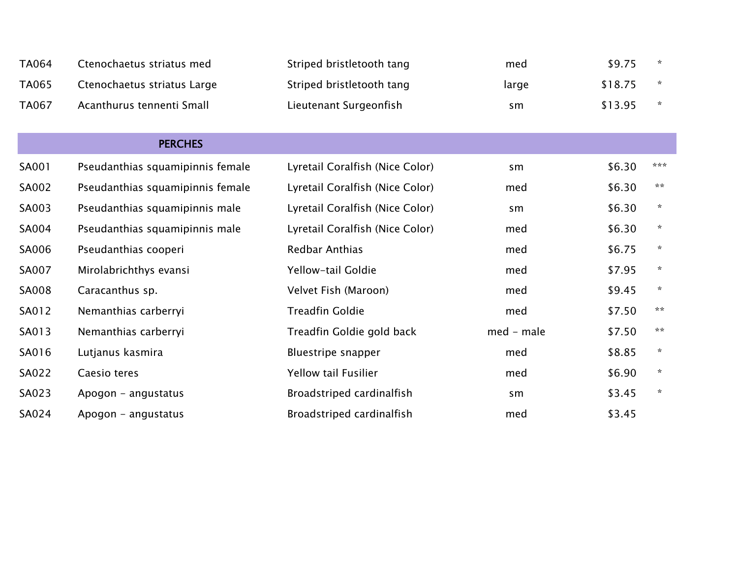| | | | | | |
|---|---|---|---|---|---|
| TA064 | Ctenochaetus striatus med | Striped bristletooth tang | med | $9.75 | * |
| TA065 | Ctenochaetus striatus Large | Striped bristletooth tang | large | $18.75 | * |
| TA067 | Acanthurus tennenti Small | Lieutenant Surgeonfish | sm | $13.95 | * |

## PERCHES

| | | | | | |
|---|---|---|---|---|---|
| SA001 | Pseudanthias squamipinnis female | Lyretail Coralfish (Nice Color) | sm | $6.30 | *** |
| SA002 | Pseudanthias squamipinnis female | Lyretail Coralfish (Nice Color) | med | $6.30 | ** |
| SA003 | Pseudanthias squamipinnis male | Lyretail Coralfish (Nice Color) | sm | $6.30 | * |
| SA004 | Pseudanthias squamipinnis male | Lyretail Coralfish (Nice Color) | med | $6.30 | * |
| SA006 | Pseudanthias cooperi | Redbar Anthias | med | $6.75 | * |
| SA007 | Mirolabrichthys evansi | Yellow-tail Goldie | med | $7.95 | * |
| SA008 | Caracanthus sp. | Velvet Fish (Maroon) | med | $9.45 | * |
| SA012 | Nemanthias carberryi | Treadfin Goldie | med | $7.50 | ** |
| SA013 | Nemanthias carberryi | Treadfin Goldie gold back | med - male | $7.50 | ** |
| SA016 | Lutjanus kasmira | Bluestripe snapper | med | $8.85 | * |
| SA022 | Caesio teres | Yellow tail Fusilier | med | $6.90 | * |
| SA023 | Apogon - angustatus | Broadstriped cardinalfish | sm | $3.45 | * |
| SA024 | Apogon - angustatus | Broadstriped cardinalfish | med | $3.45 | |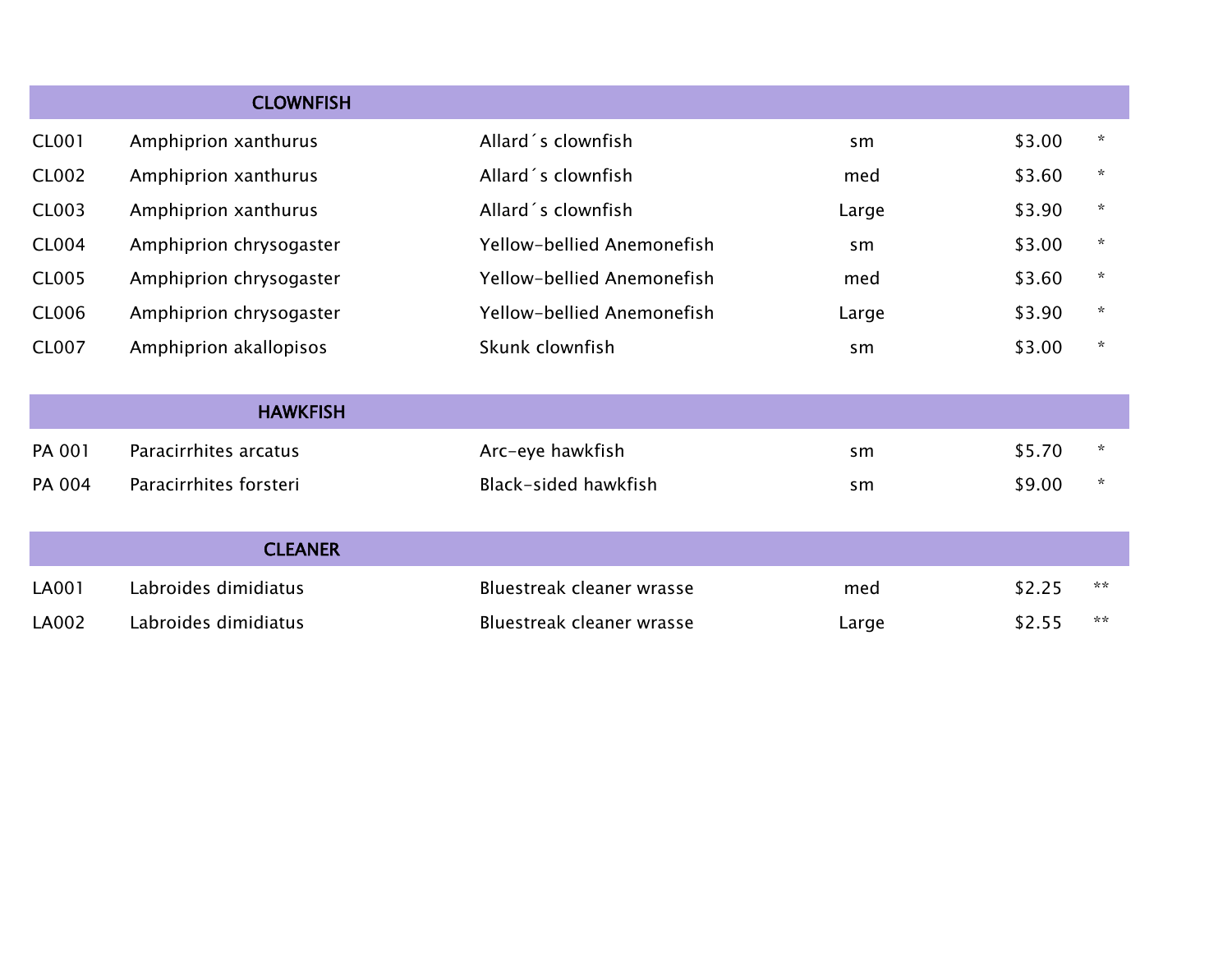| | CLOWNFISH | | | | |
|---|---|---|---|---|---|
| CL001 | Amphiprion xanthurus | Allard´s clownfish | sm | $3.00 | * |
| CL002 | Amphiprion xanthurus | Allard´s clownfish | med | $3.60 | * |
| CL003 | Amphiprion xanthurus | Allard´s clownfish | Large | $3.90 | * |
| CL004 | Amphiprion chrysogaster | Yellow-bellied Anemonefish | sm | $3.00 | * |
| CL005 | Amphiprion chrysogaster | Yellow-bellied Anemonefish | med | $3.60 | * |
| CL006 | Amphiprion chrysogaster | Yellow-bellied Anemonefish | Large | $3.90 | * |
| CL007 | Amphiprion akallopisos | Skunk clownfish | sm | $3.00 | * |

| | HAWKFISH | | | | |
|---|---|---|---|---|---|
| PA 001 | Paracirrhites arcatus | Arc-eye hawkfish | sm | $5.70 | * |
| PA 004 | Paracirrhites forsteri | Black-sided hawkfish | sm | $9.00 | * |

| | CLEANER | | | | |
|---|---|---|---|---|---|
| LA001 | Labroides dimidiatus | Bluestreak cleaner wrasse | med | $2.25 | ** |
| LA002 | Labroides dimidiatus | Bluestreak cleaner wrasse | Large | $2.55 | ** |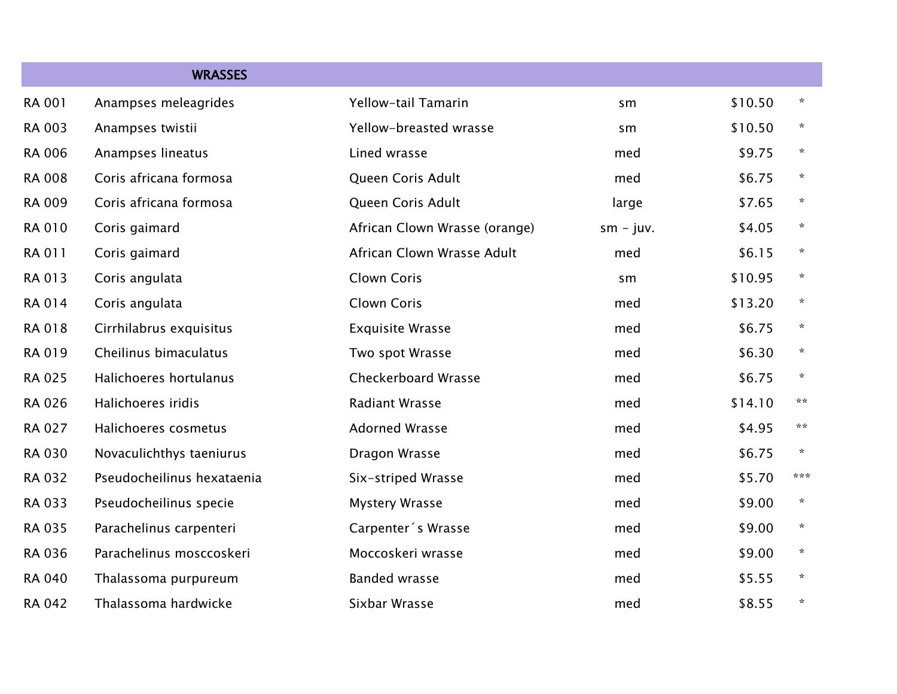| WRASSES | | | | | |
|---|---|---|---|---|---|
| RA 001 | Anampses meleagrides | Yellow-tail Tamarin | sm | $10.50 | * |
| RA 003 | Anampses twistii | Yellow-breasted wrasse | sm | $10.50 | * |
| RA 006 | Anampses lineatus | Lined wrasse | med | $9.75 | * |
| RA 008 | Coris africana formosa | Queen Coris Adult | med | $6.75 | * |
| RA 009 | Coris africana formosa | Queen Coris Adult | large | $7.65 | * |
| RA 010 | Coris gaimard | African Clown Wrasse (orange) | sm - juv. | $4.05 | * |
| RA 011 | Coris gaimard | African Clown Wrasse Adult | med | $6.15 | * |
| RA 013 | Coris angulata | Clown Coris | sm | $10.95 | * |
| RA 014 | Coris angulata | Clown Coris | med | $13.20 | * |
| RA 018 | Cirrhilabrus exquisitus | Exquisite Wrasse | med | $6.75 | * |
| RA 019 | Cheilinus bimaculatus | Two spot Wrasse | med | $6.30 | * |
| RA 025 | Halichoeres hortulanus | Checkerboard Wrasse | med | $6.75 | * |
| RA 026 | Halichoeres iridis | Radiant Wrasse | med | $14.10 | ** |
| RA 027 | Halichoeres cosmetus | Adorned Wrasse | med | $4.95 | ** |
| RA 030 | Novaculichthys taeniurus | Dragon Wrasse | med | $6.75 | * |
| RA 032 | Pseudocheilinus hexataenia | Six-striped Wrasse | med | $5.70 | *** |
| RA 033 | Pseudocheilinus specie | Mystery Wrasse | med | $9.00 | * |
| RA 035 | Parachelinus carpenteri | Carpenter´s Wrasse | med | $9.00 | * |
| RA 036 | Parachelinus mosccoskeri | Moccoskeri wrasse | med | $9.00 | * |
| RA 040 | Thalassoma purpureum | Banded wrasse | med | $5.55 | * |
| RA 042 | Thalassoma hardwicke | Sixbar Wrasse | med | $8.55 | * |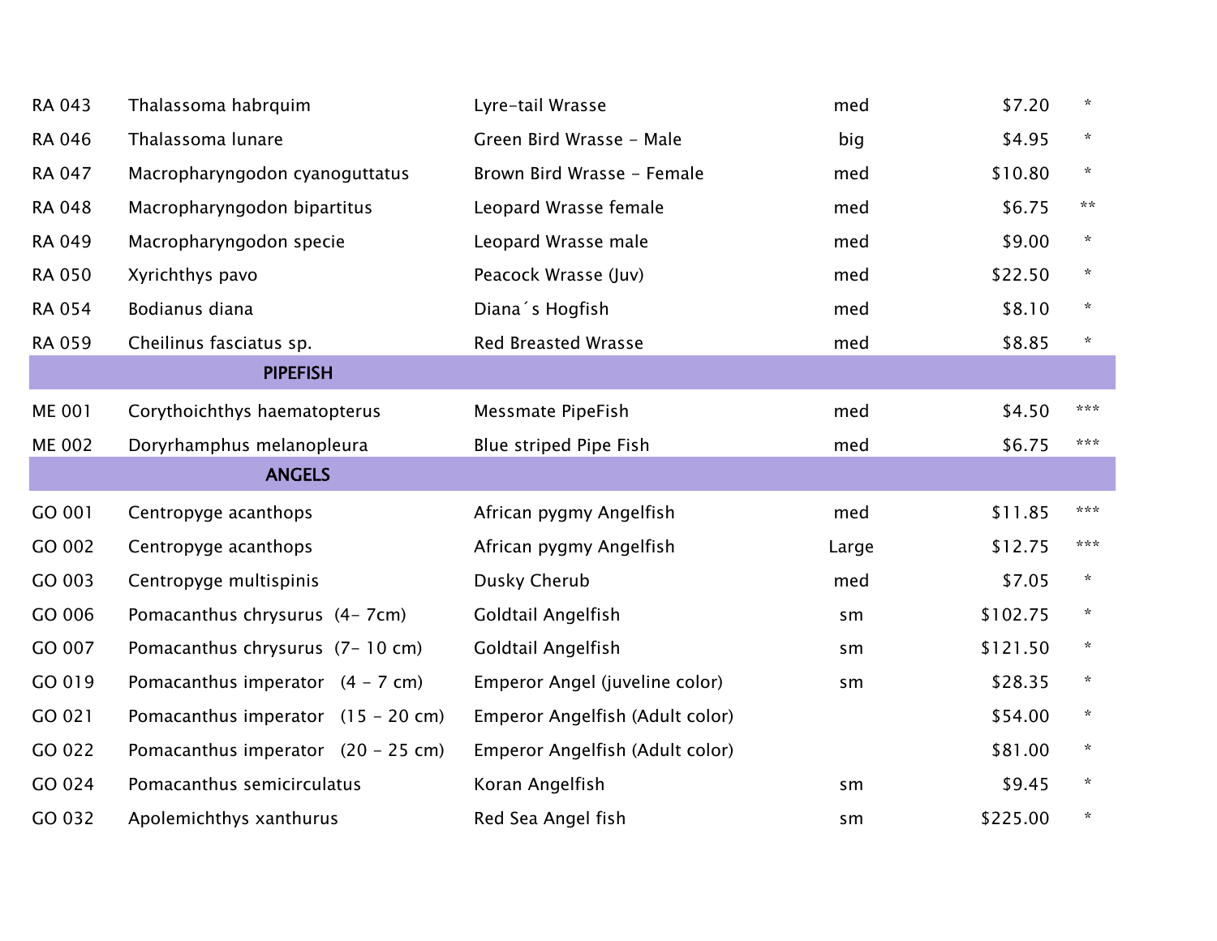| | | | | | |
|---|---|---|---|---|---|
| RA 043 | Thalassoma habrquim | Lyre-tail Wrasse | med | $7.20 | * |
| RA 046 | Thalassoma lunare | Green Bird Wrasse - Male | big | $4.95 | * |
| RA 047 | Macropharyngodon cyanoguttatus | Brown Bird Wrasse - Female | med | $10.80 | * |
| RA 048 | Macropharyngodon bipartitus | Leopard Wrasse female | med | $6.75 | ** |
| RA 049 | Macropharyngodon specie | Leopard Wrasse male | med | $9.00 | * |
| RA 050 | Xyrichthys pavo | Peacock Wrasse (Juv) | med | $22.50 | * |
| RA 054 | Bodianus diana | Diana´s Hogfish | med | $8.10 | * |
| RA 059 | Cheilinus fasciatus sp. | Red Breasted Wrasse | med | $8.85 | * |
| | **PIPEFISH** | | | | |
| ME 001 | Corythoichthys haematopterus | Messmate PipeFish | med | $4.50 | *** |
| ME 002 | Doryrhamphus melanopleura | Blue striped Pipe Fish | med | $6.75 | *** |
| | **ANGELS** | | | | |
| GO 001 | Centropyge acanthops | African pygmy Angelfish | med | $11.85 | *** |
| GO 002 | Centropyge acanthops | African pygmy Angelfish | Large | $12.75 | *** |
| GO 003 | Centropyge multispinis | Dusky Cherub | med | $7.05 | * |
| GO 006 | Pomacanthus chrysurus (4- 7cm) | Goldtail Angelfish | sm | $102.75 | * |
| GO 007 | Pomacanthus chrysurus (7- 10 cm) | Goldtail Angelfish | sm | $121.50 | * |
| GO 019 | Pomacanthus imperator (4 - 7 cm) | Emperor Angel (juveline color) | sm | $28.35 | * |
| GO 021 | Pomacanthus imperator (15 - 20 cm) | Emperor Angelfish (Adult color) | | $54.00 | * |
| GO 022 | Pomacanthus imperator (20 - 25 cm) | Emperor Angelfish (Adult color) | | $81.00 | * |
| GO 024 | Pomacanthus semicirculatus | Koran Angelfish | sm | $9.45 | * |
| GO 032 | Apolemichthys xanthurus | Red Sea Angel fish | sm | $225.00 | * |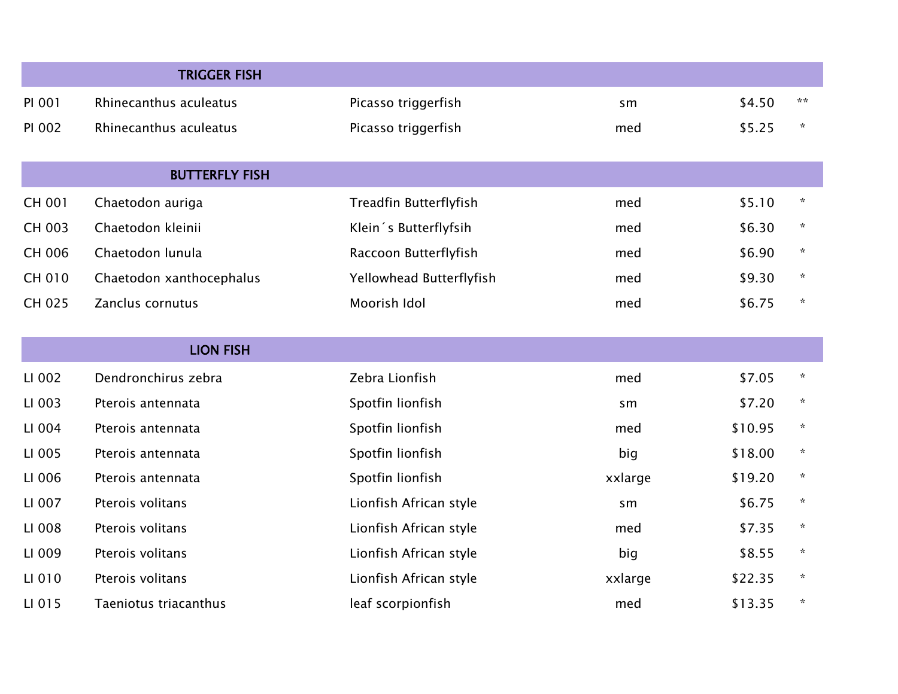| | TRIGGER FISH | | | | |
|---|---|---|---|---|---|
| PI 001 | Rhinecanthus aculeatus | Picasso triggerfish | sm | $4.50 | ** |
| PI 002 | Rhinecanthus aculeatus | Picasso triggerfish | med | $5.25 | * |

| | BUTTERFLY FISH | | | | |
|---|---|---|---|---|---|
| CH 001 | Chaetodon auriga | Treadfin Butterflyfish | med | $5.10 | * |
| CH 003 | Chaetodon kleinii | Klein´s Butterflyfsih | med | $6.30 | * |
| CH 006 | Chaetodon lunula | Raccoon Butterflyfish | med | $6.90 | * |
| CH 010 | Chaetodon xanthocephalus | Yellowhead Butterflyfish | med | $9.30 | * |
| CH 025 | Zanclus cornutus | Moorish Idol | med | $6.75 | * |

| | LION FISH | | | | |
|---|---|---|---|---|---|
| LI 002 | Dendronchirus zebra | Zebra Lionfish | med | $7.05 | * |
| LI 003 | Pterois antennata | Spotfin lionfish | sm | $7.20 | * |
| LI 004 | Pterois antennata | Spotfin lionfish | med | $10.95 | * |
| LI 005 | Pterois antennata | Spotfin lionfish | big | $18.00 | * |
| LI 006 | Pterois antennata | Spotfin lionfish | xxlarge | $19.20 | * |
| LI 007 | Pterois volitans | Lionfish African style | sm | $6.75 | * |
| LI 008 | Pterois volitans | Lionfish African style | med | $7.35 | * |
| LI 009 | Pterois volitans | Lionfish African style | big | $8.55 | * |
| LI 010 | Pterois volitans | Lionfish African style | xxlarge | $22.35 | * |
| LI 015 | Taeniotus triacanthus | leaf scorpionfish | med | $13.35 | * |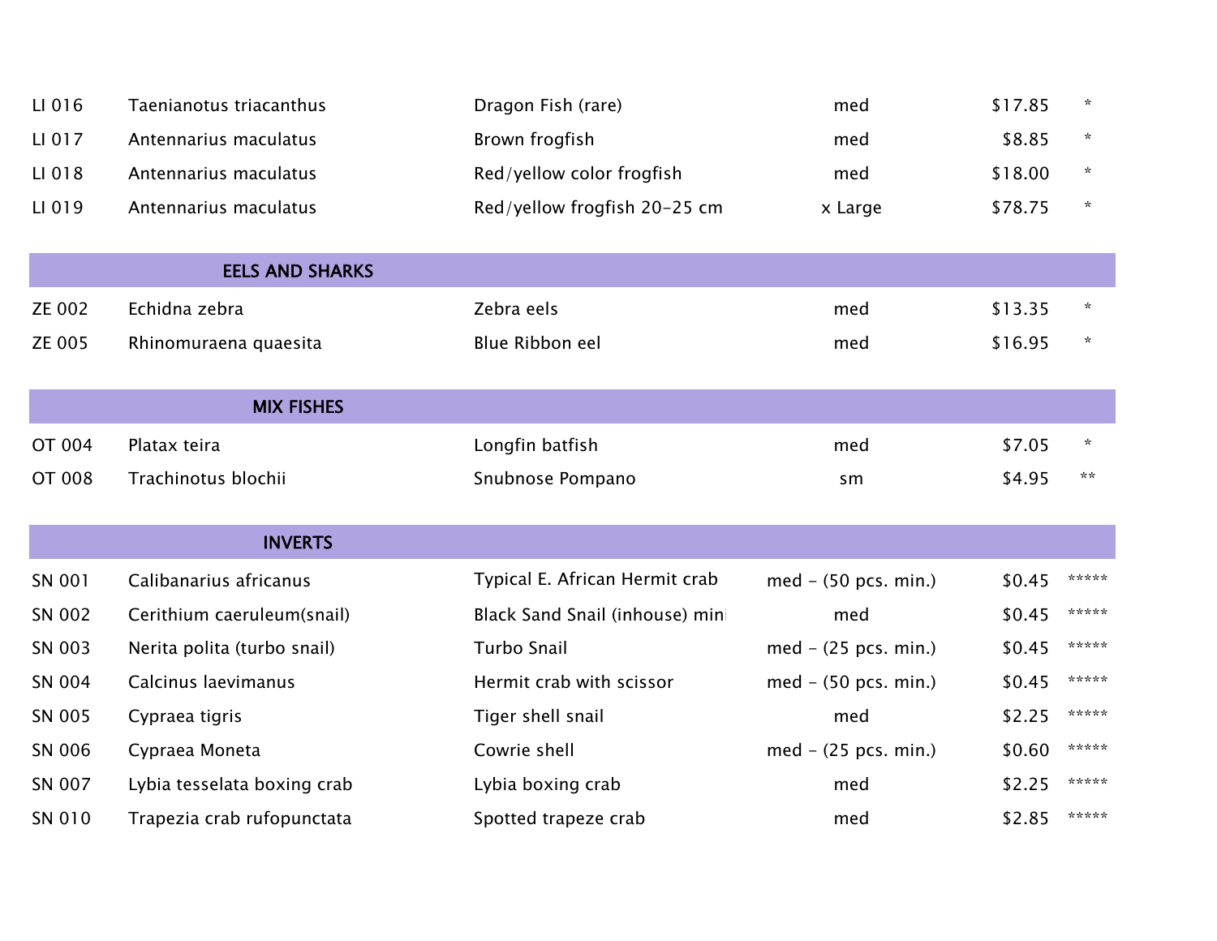| | | | | | |
|---|---|---|---|---|---|
| LI 016 | Taenianotus triacanthus | Dragon Fish (rare) | med | $17.85 | * |
| LI 017 | Antennarius maculatus | Brown frogfish | med | $8.85 | * |
| LI 018 | Antennarius maculatus | Red/yellow color frogfish | med | $18.00 | * |
| LI 019 | Antennarius maculatus | Red/yellow frogfish 20-25 cm | x Large | $78.75 | * |
| | **EELS AND SHARKS** | | | | |
| ZE 002 | Echidna zebra | Zebra eels | med | $13.35 | * |
| ZE 005 | Rhinomuraena quaesita | Blue Ribbon eel | med | $16.95 | * |
| | **MIX FISHES** | | | | |
| OT 004 | Platax teira | Longfin batfish | med | $7.05 | * |
| OT 008 | Trachinotus blochii | Snubnose Pompano | sm | $4.95 | ** |
| | **INVERTS** | | | | |
| SN 001 | Calibanarius africanus | Typical E. African Hermit crab | med - (50 pcs. min.) | $0.45 | ***** |
| SN 002 | Cerithium caeruleum(snail) | Black Sand Snail (inhouse) mini | med | $0.45 | ***** |
| SN 003 | Nerita polita (turbo snail) | Turbo Snail | med - (25 pcs. min.) | $0.45 | ***** |
| SN 004 | Calcinus laevimanus | Hermit crab with scissor | med - (50 pcs. min.) | $0.45 | ***** |
| SN 005 | Cypraea tigris | Tiger shell snail | med | $2.25 | ***** |
| SN 006 | Cypraea Moneta | Cowrie shell | med - (25 pcs. min.) | $0.60 | ***** |
| SN 007 | Lybia tesselata boxing crab | Lybia boxing crab | med | $2.25 | ***** |
| SN 010 | Trapezia crab rufopunctata | Spotted trapeze crab | med | $2.85 | ***** |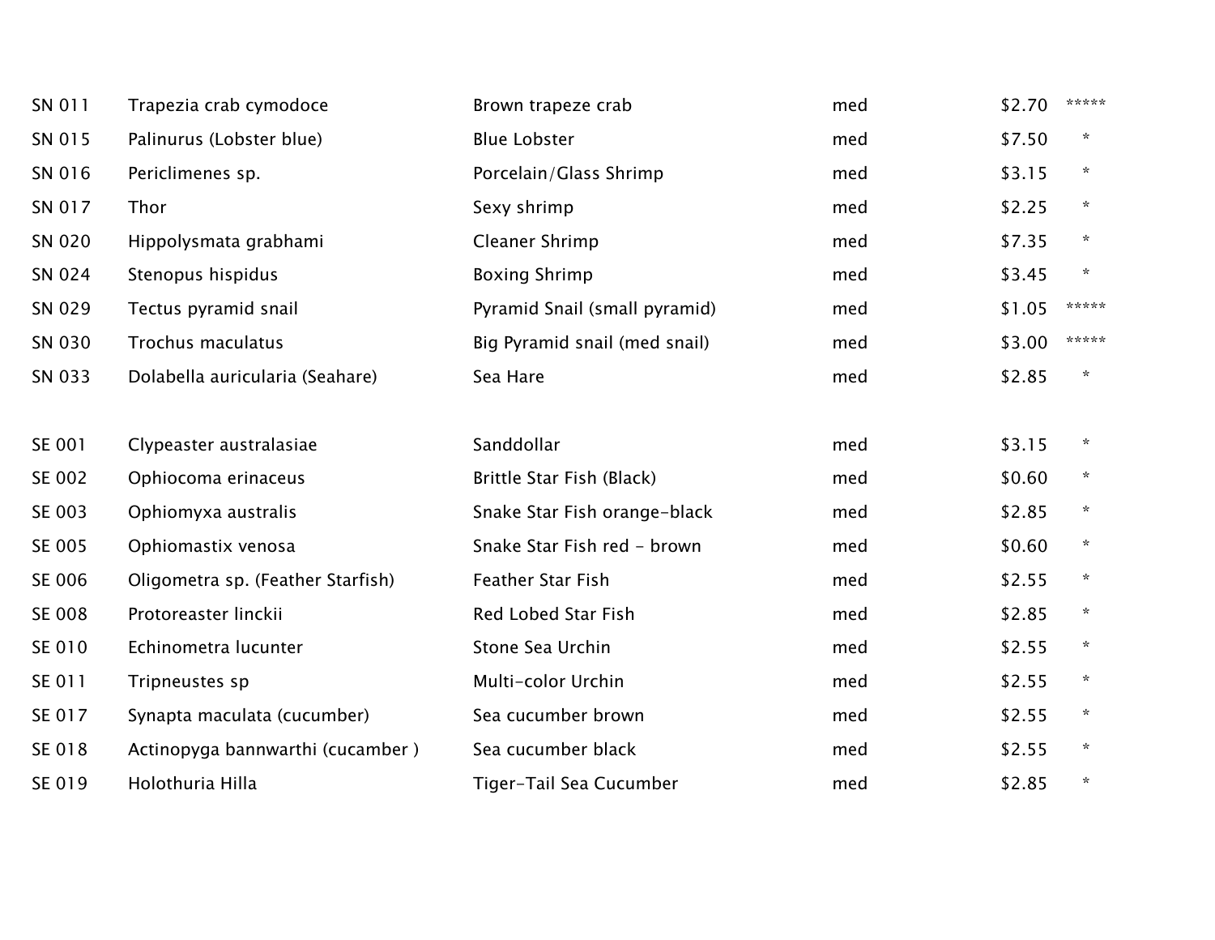| | | | | | |
|---|---|---|---|---|---|
| SN 011 | Trapezia crab cymodoce | Brown trapeze crab | med | $2.70 | ***** |
| SN 015 | Palinurus (Lobster blue) | Blue Lobster | med | $7.50 | * |
| SN 016 | Periclimenes sp. | Porcelain/Glass Shrimp | med | $3.15 | * |
| SN 017 | Thor | Sexy shrimp | med | $2.25 | * |
| SN 020 | Hippolysmata grabhami | Cleaner Shrimp | med | $7.35 | * |
| SN 024 | Stenopus hispidus | Boxing Shrimp | med | $3.45 | * |
| SN 029 | Tectus pyramid snail | Pyramid Snail (small pyramid) | med | $1.05 | ***** |
| SN 030 | Trochus maculatus | Big Pyramid snail (med snail) | med | $3.00 | ***** |
| SN 033 | Dolabella auricularia (Seahare) | Sea Hare | med | $2.85 | * |
| | | | | | |
| SE 001 | Clypeaster australasiae | Sanddollar | med | $3.15 | * |
| SE 002 | Ophiocoma erinaceus | Brittle Star Fish (Black) | med | $0.60 | * |
| SE 003 | Ophiomyxa australis | Snake Star Fish orange-black | med | $2.85 | * |
| SE 005 | Ophiomastix venosa | Snake Star Fish red - brown | med | $0.60 | * |
| SE 006 | Oligometra sp. (Feather Starfish) | Feather Star Fish | med | $2.55 | * |
| SE 008 | Protoreaster linckii | Red Lobed Star Fish | med | $2.85 | * |
| SE 010 | Echinometra lucunter | Stone Sea Urchin | med | $2.55 | * |
| SE 011 | Tripneustes sp | Multi-color Urchin | med | $2.55 | * |
| SE 017 | Synapta maculata (cucumber) | Sea cucumber brown | med | $2.55 | * |
| SE 018 | Actinopyga bannwarthi (cucamber ) | Sea cucumber black | med | $2.55 | * |
| SE 019 | Holothuria Hilla | Tiger-Tail Sea Cucumber | med | $2.85 | * |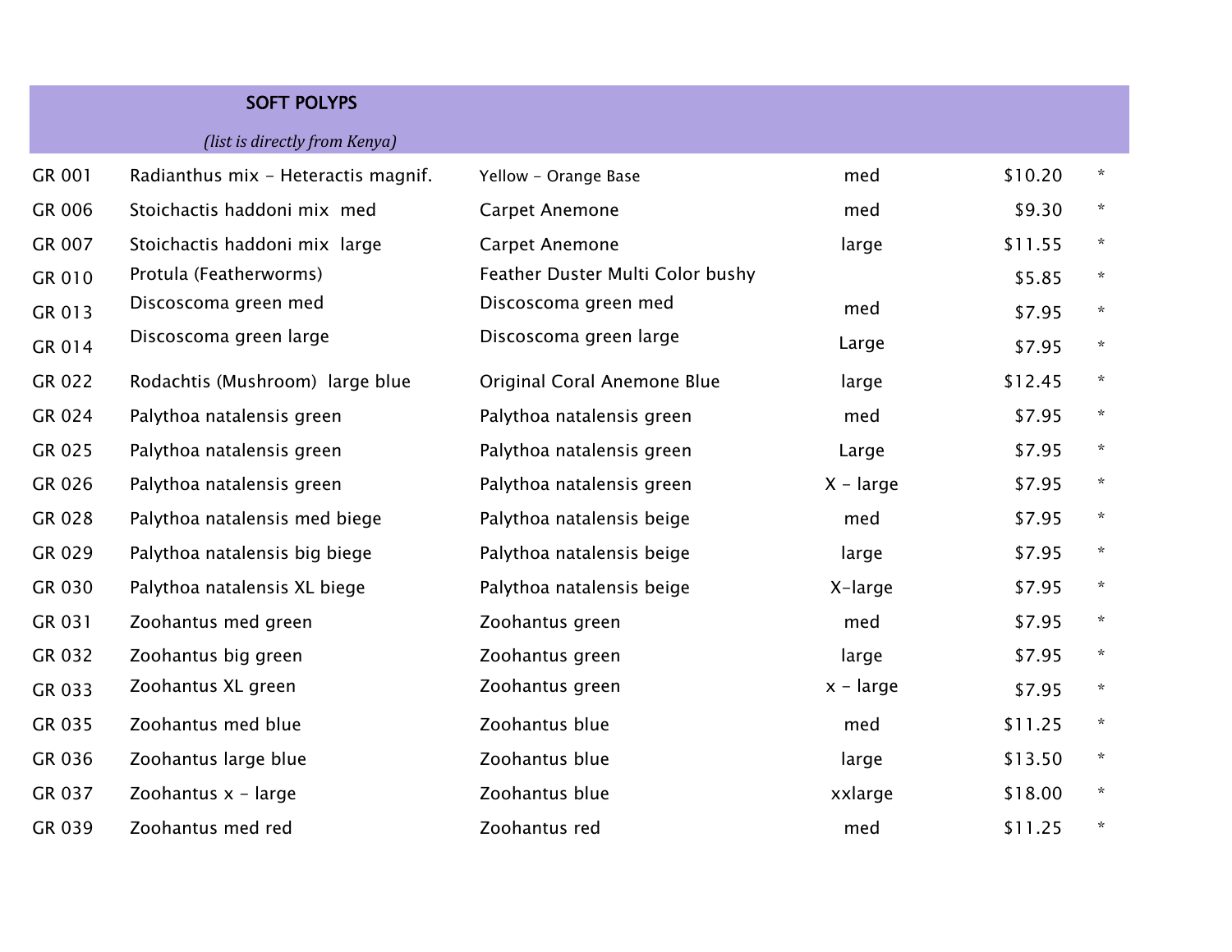## SOFT POLYPS

*(list is directly from Kenya)*

| | | | | | |
|---|---|---|---|---|---|
| GR 001 | Radianthus mix - Heteractis magnif. | Yellow - Orange Base | med | $10.20 | * |
| GR 006 | Stoichactis haddoni mix  med | Carpet Anemone | med | $9.30 | * |
| GR 007 | Stoichactis haddoni mix  large | Carpet Anemone | large | $11.55 | * |
| GR 010 | Protula (Featherworms) | Feather Duster Multi Color bushy | | $5.85 | * |
| GR 013 | Discoscoma green med | Discoscoma green med | med | $7.95 | * |
| GR 014 | Discoscoma green large | Discoscoma green large | Large | $7.95 | * |
| GR 022 | Rodachtis (Mushroom)  large blue | Original Coral Anemone Blue | large | $12.45 | * |
| GR 024 | Palythoa natalensis green | Palythoa natalensis green | med | $7.95 | * |
| GR 025 | Palythoa natalensis green | Palythoa natalensis green | Large | $7.95 | * |
| GR 026 | Palythoa natalensis green | Palythoa natalensis green | X - large | $7.95 | * |
| GR 028 | Palythoa natalensis med biege | Palythoa natalensis beige | med | $7.95 | * |
| GR 029 | Palythoa natalensis big biege | Palythoa natalensis beige | large | $7.95 | * |
| GR 030 | Palythoa natalensis XL biege | Palythoa natalensis beige | X-large | $7.95 | * |
| GR 031 | Zoohantus med green | Zoohantus green | med | $7.95 | * |
| GR 032 | Zoohantus big green | Zoohantus green | large | $7.95 | * |
| GR 033 | Zoohantus XL green | Zoohantus green | x - large | $7.95 | * |
| GR 035 | Zoohantus med blue | Zoohantus blue | med | $11.25 | * |
| GR 036 | Zoohantus large blue | Zoohantus blue | large | $13.50 | * |
| GR 037 | Zoohantus x - large | Zoohantus blue | xxlarge | $18.00 | * |
| GR 039 | Zoohantus med red | Zoohantus red | med | $11.25 | * |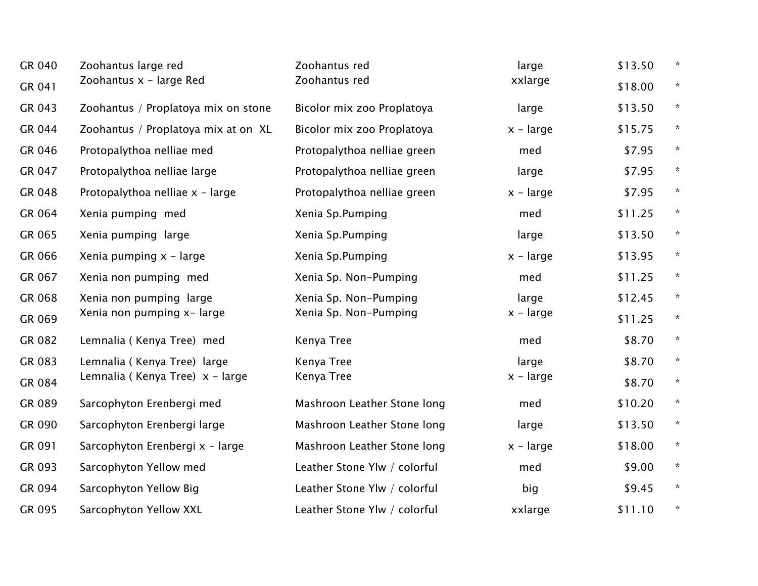| | | | | | |
|---|---|---|---|---|---|
| GR 040 | Zoohantus large red | Zoohantus red | large | $13.50 | * |
| GR 041 | Zoohantus x - large Red | Zoohantus red | xxlarge | $18.00 | * |
| GR 043 | Zoohantus / Proplatoya mix on stone | Bicolor mix zoo Proplatoya | large | $13.50 | * |
| GR 044 | Zoohantus / Proplatoya mix at on XL | Bicolor mix zoo Proplatoya | x - large | $15.75 | * |
| GR 046 | Protopalythoa nelliae med | Protopalythoa nelliae green | med | $7.95 | * |
| GR 047 | Protopalythoa nelliae large | Protopalythoa nelliae green | large | $7.95 | * |
| GR 048 | Protopalythoa nelliae x - large | Protopalythoa nelliae green | x - large | $7.95 | * |
| GR 064 | Xenia pumping med | Xenia Sp.Pumping | med | $11.25 | * |
| GR 065 | Xenia pumping large | Xenia Sp.Pumping | large | $13.50 | * |
| GR 066 | Xenia pumping x - large | Xenia Sp.Pumping | x - large | $13.95 | * |
| GR 067 | Xenia non pumping med | Xenia Sp. Non-Pumping | med | $11.25 | * |
| GR 068 | Xenia non pumping large | Xenia Sp. Non-Pumping | large | $12.45 | * |
| GR 069 | Xenia non pumping x- large | Xenia Sp. Non-Pumping | x - large | $11.25 | * |
| GR 082 | Lemnalia ( Kenya Tree) med | Kenya Tree | med | $8.70 | * |
| GR 083 | Lemnalia ( Kenya Tree) large | Kenya Tree | large | $8.70 | * |
| GR 084 | Lemnalia ( Kenya Tree) x - large | Kenya Tree | x - large | $8.70 | * |
| GR 089 | Sarcophyton Erenbergi med | Mashroon Leather Stone long | med | $10.20 | * |
| GR 090 | Sarcophyton Erenbergi large | Mashroon Leather Stone long | large | $13.50 | * |
| GR 091 | Sarcophyton Erenbergi x - large | Mashroon Leather Stone long | x - large | $18.00 | * |
| GR 093 | Sarcophyton Yellow med | Leather Stone Ylw / colorful | med | $9.00 | * |
| GR 094 | Sarcophyton Yellow Big | Leather Stone Ylw / colorful | big | $9.45 | * |
| GR 095 | Sarcophyton Yellow XXL | Leather Stone Ylw / colorful | xxlarge | $11.10 | * |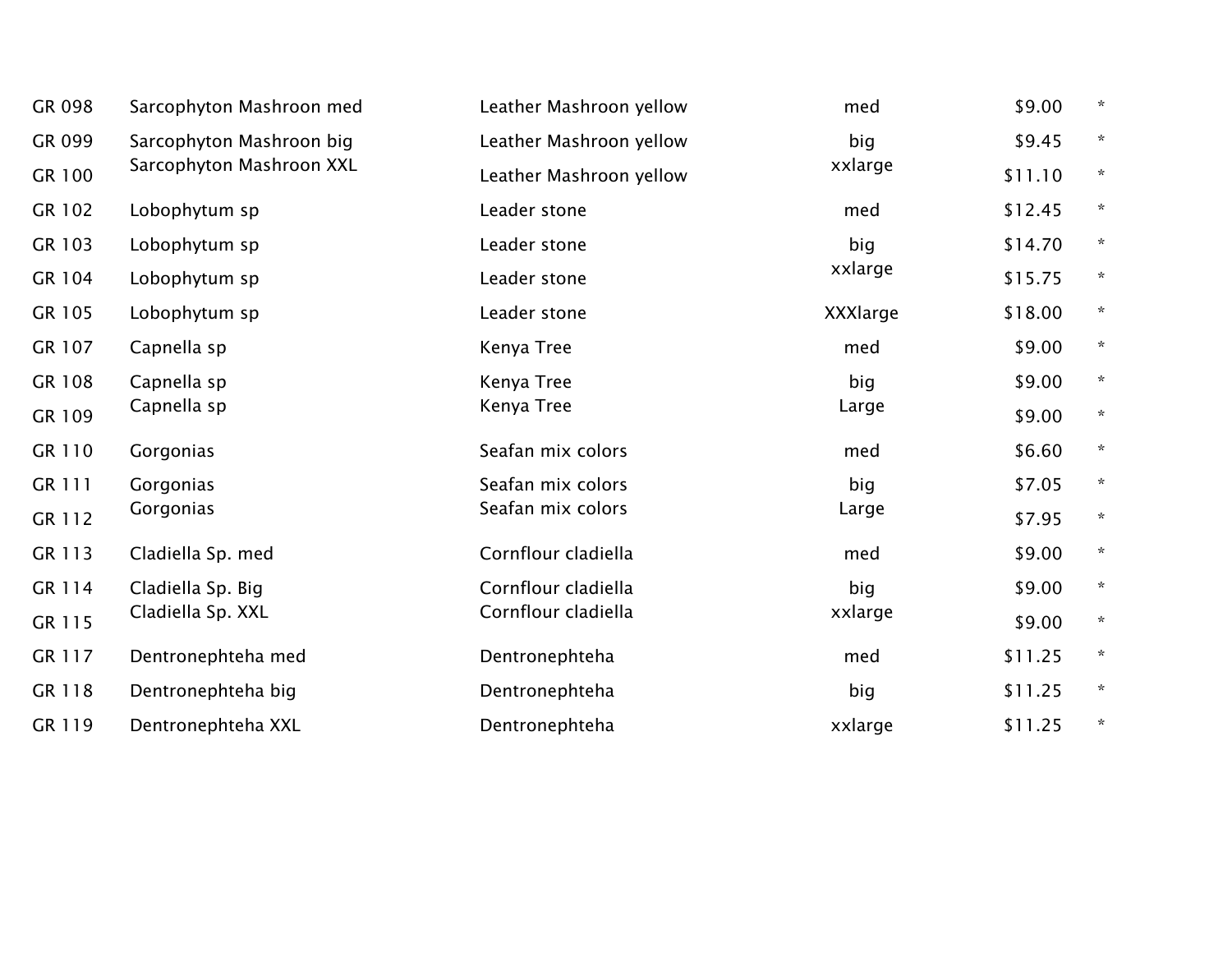| | | | | | |
|---|---|---|---|---|---|
| GR 098 | Sarcophyton Mashroon med | Leather Mashroon yellow | med | $9.00 | * |
| GR 099 | Sarcophyton Mashroon big | Leather Mashroon yellow | big | $9.45 | * |
| GR 100 | Sarcophyton Mashroon XXL | Leather Mashroon yellow | xxlarge | $11.10 | * |
| GR 102 | Lobophytum sp | Leader stone | med | $12.45 | * |
| GR 103 | Lobophytum sp | Leader stone | big | $14.70 | * |
| GR 104 | Lobophytum sp | Leader stone | xxlarge | $15.75 | * |
| GR 105 | Lobophytum sp | Leader stone | XXXlarge | $18.00 | * |
| GR 107 | Capnella sp | Kenya Tree | med | $9.00 | * |
| GR 108 | Capnella sp | Kenya Tree | big | $9.00 | * |
| GR 109 | Capnella sp | Kenya Tree | Large | $9.00 | * |
| GR 110 | Gorgonias | Seafan mix colors | med | $6.60 | * |
| GR 111 | Gorgonias | Seafan mix colors | big | $7.05 | * |
| GR 112 | Gorgonias | Seafan mix colors | Large | $7.95 | * |
| GR 113 | Cladiella Sp. med | Cornflour cladiella | med | $9.00 | * |
| GR 114 | Cladiella Sp. Big | Cornflour cladiella | big | $9.00 | * |
| GR 115 | Cladiella Sp. XXL | Cornflour cladiella | xxlarge | $9.00 | * |
| GR 117 | Dentronephteha med | Dentronephteha | med | $11.25 | * |
| GR 118 | Dentronephteha big | Dentronephteha | big | $11.25 | * |
| GR 119 | Dentronephteha XXL | Dentronephteha | xxlarge | $11.25 | * |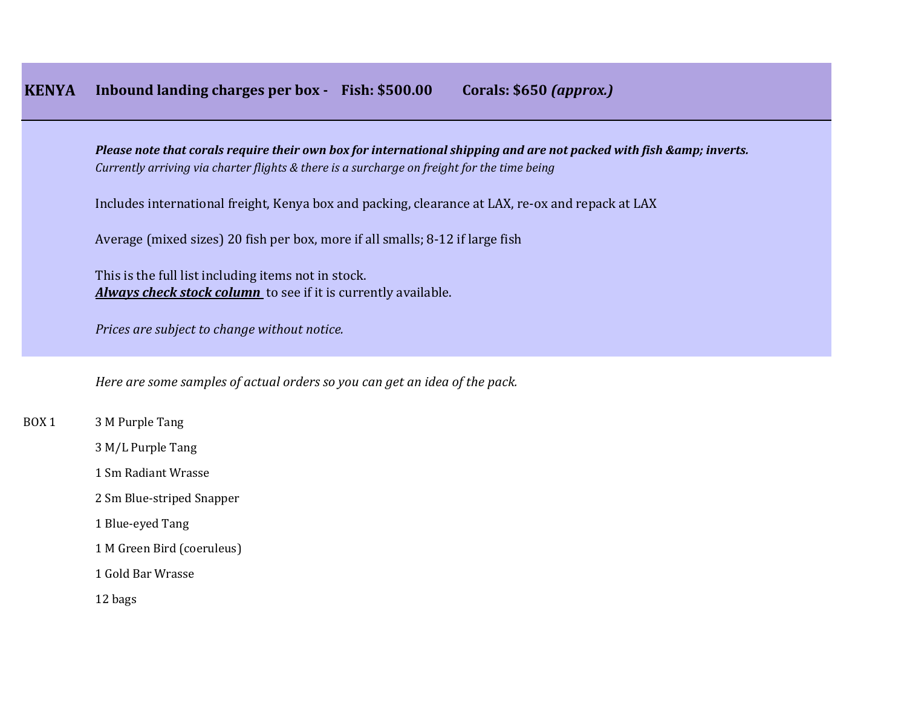**KENYA** **Inbound landing charges per box - Fish: $500.00** **Corals: $650 *(approx.)***

***Please note that corals require their own box for international shipping and are not packed with fish &amp; inverts.***

*Currently arriving via charter flights & there is a surcharge on freight for the time being*

Includes international freight, Kenya box and packing, clearance at LAX, re-ox and repack at LAX

Average (mixed sizes) 20 fish per box, more if all smalls; 8-12 if large fish

This is the full list including items not in stock.
***Always check stock column*** to see if it is currently available.

*Prices are subject to change without notice.*

*Here are some samples of actual orders so you can get an idea of the pack.*

BOX 1

3 M Purple Tang

3 M/L Purple Tang

1 Sm Radiant Wrasse

2 Sm Blue-striped Snapper

1 Blue-eyed Tang

1 M Green Bird (coeruleus)

1 Gold Bar Wrasse

12 bags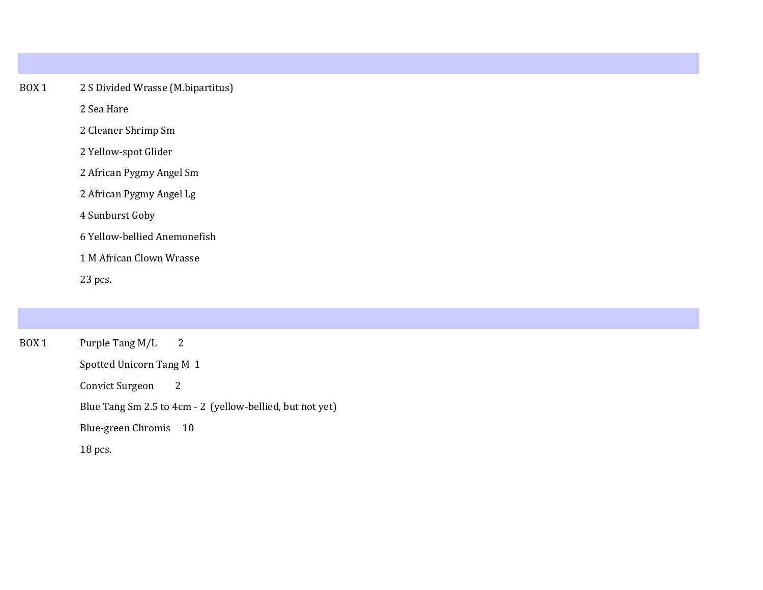| BOX 1 | 2 S Divided Wrasse (M.bipartitus) |
|---|---|
| | 2 Sea Hare |
| | 2 Cleaner Shrimp Sm |
| | 2 Yellow-spot Glider |
| | 2 African Pygmy Angel Sm |
| | 2 African Pygmy Angel Lg |
| | 4 Sunburst Goby |
| | 6 Yellow-bellied Anemonefish |
| | 1 M African Clown Wrasse |
| | 23 pcs. |

| BOX 1 | Purple Tang M/L 2 |
|---|---|
| | Spotted Unicorn Tang M 1 |
| | Convict Surgeon 2 |
| | Blue Tang Sm 2.5 to 4cm - 2 (yellow-bellied, but not yet) |
| | Blue-green Chromis 10 |
| | 18 pcs. |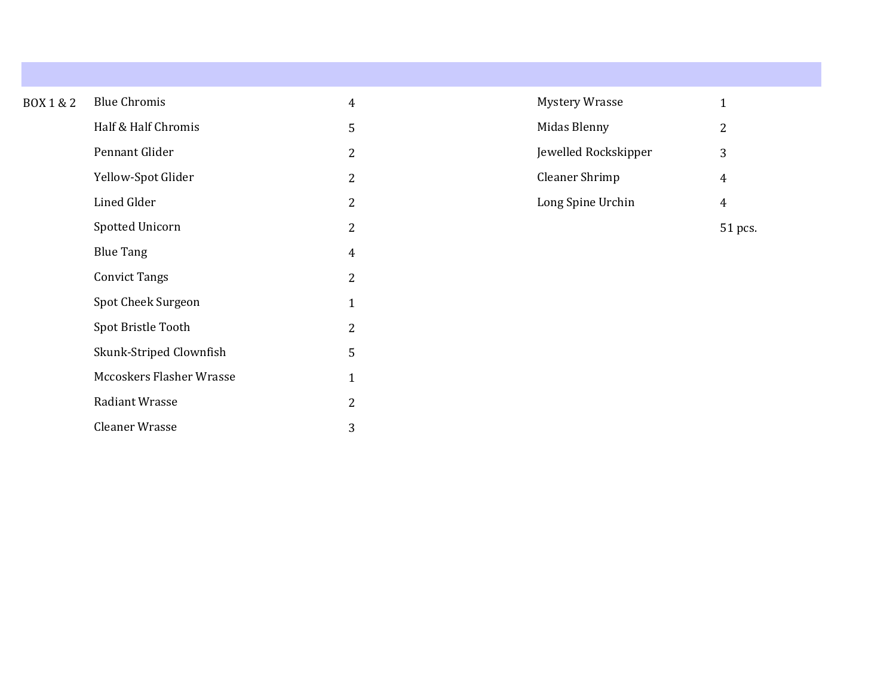| | | | | |
|---|---|---|---|---|
| BOX 1 & 2 | Blue Chromis | 4 | Mystery Wrasse | 1 |
| | Half & Half Chromis | 5 | Midas Blenny | 2 |
| | Pennant Glider | 2 | Jewelled Rockskipper | 3 |
| | Yellow-Spot Glider | 2 | Cleaner Shrimp | 4 |
| | Lined Glder | 2 | Long Spine Urchin | 4 |
| | Spotted Unicorn | 2 | | 51 pcs. |
| | Blue Tang | 4 | | |
| | Convict Tangs | 2 | | |
| | Spot Cheek Surgeon | 1 | | |
| | Spot Bristle Tooth | 2 | | |
| | Skunk-Striped Clownfish | 5 | | |
| | Mccoskers Flasher Wrasse | 1 | | |
| | Radiant Wrasse | 2 | | |
| | Cleaner Wrasse | 3 | | |